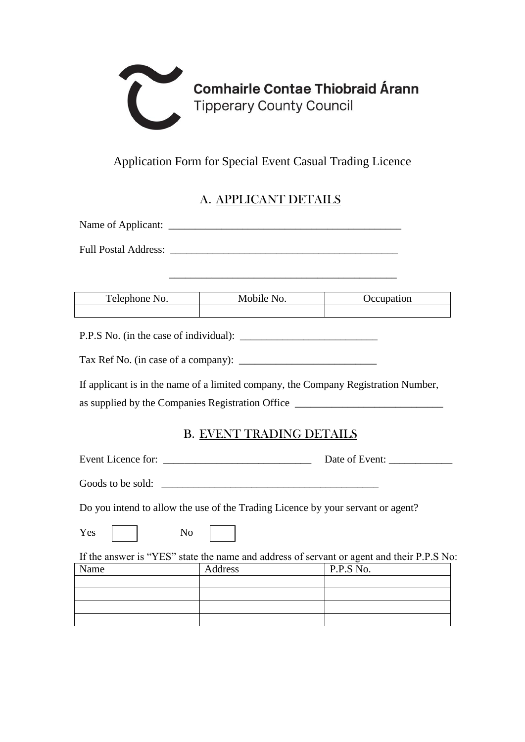Comhairle Contae Thiobraid Árann
Tipperary County Council

# Application Form for Special Event Casual Trading Licence

## A. APPLICANT DETAILS

Name of Applicant: _____________________________________________

Full Postal Address: ___________________________________________

___________________________________________

| Telephone No. | Mobile No. | Occupation |
|---|---|---|
| | | |

P.P.S No. (in the case of individual): _________________________

Tax Ref No. (in case of a company): _________________________

If applicant is in the name of a limited company, the Company Registration Number, as supplied by the Companies Registration Office ___________________________

## B. EVENT TRADING DETAILS

Event Licence for: ___________________________ Date of Event: ___________

Goods to be sold: ________________________________________

Do you intend to allow the use of the Trading Licence by your servant or agent?

Yes ☐ No ☐

If the answer is "YES" state the name and address of servant or agent and their P.P.S No:

| Name | Address | P.P.S No. |
|---|---|---|
| | | |
| | | |
| | | |
| | | |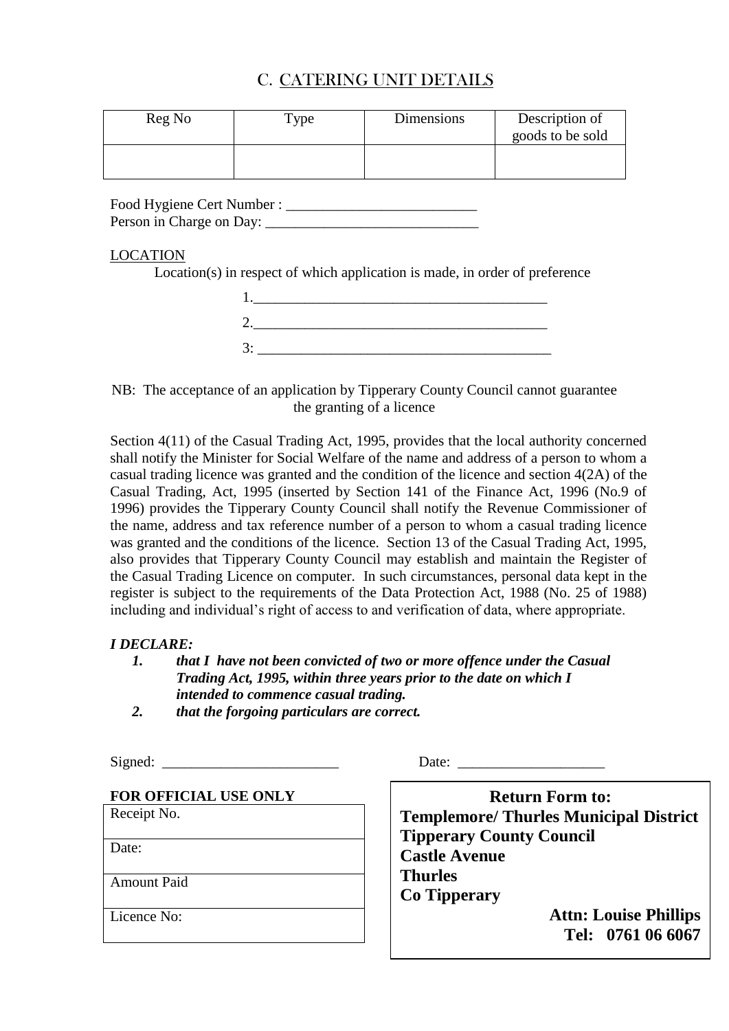## C. CATERING UNIT DETAILS

| Reg No | Type | Dimensions | Description of goods to be sold |
|---|---|---|---|
| | | | |

Food Hygiene Cert Number : ___________________________
Person in Charge on Day: ______________________________

LOCATION

Location(s) in respect of which application is made, in order of preference

1.________________________________________
2.________________________________________
3: ________________________________________

NB: The acceptance of an application by Tipperary County Council cannot guarantee the granting of a licence

Section 4(11) of the Casual Trading Act, 1995, provides that the local authority concerned shall notify the Minister for Social Welfare of the name and address of a person to whom a casual trading licence was granted and the condition of the licence and section 4(2A) of the Casual Trading, Act, 1995 (inserted by Section 141 of the Finance Act, 1996 (No.9 of 1996) provides the Tipperary County Council shall notify the Revenue Commissioner of the name, address and tax reference number of a person to whom a casual trading licence was granted and the conditions of the licence. Section 13 of the Casual Trading Act, 1995, also provides that Tipperary County Council may establish and maintain the Register of the Casual Trading Licence on computer. In such circumstances, personal data kept in the register is subject to the requirements of the Data Protection Act, 1988 (No. 25 of 1988) including and individual's right of access to and verification of data, where appropriate.

***I DECLARE:***

1. ***that I have not been convicted of two or more offence under the Casual Trading Act, 1995, within three years prior to the date on which I intended to commence casual trading.***
2. ***that the forgoing particulars are correct.***

Signed: ________________________ Date: ____________________

**FOR OFFICIAL USE ONLY**

| |
|---|
| Receipt No. |
| Date: |
| Amount Paid |
| Licence No: |

**Return Form to:**
**Templemore/ Thurles Municipal District**
**Tipperary County Council**
**Castle Avenue**
**Thurles**
**Co Tipperary**

**Attn: Louise Phillips**
**Tel: 0761 06 6067**